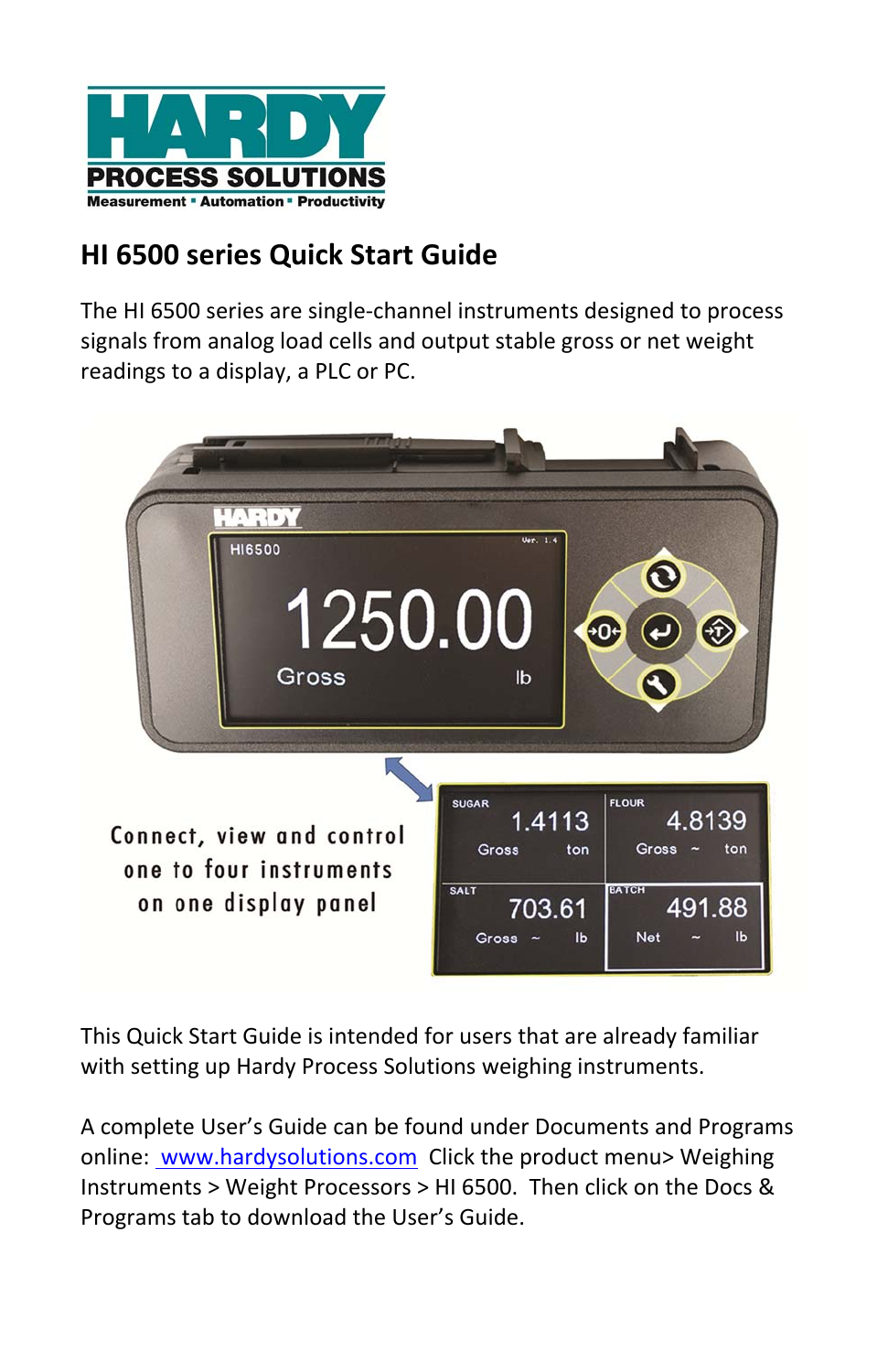HARDY PROCESS SOLUTIONS
Measurement ▪ Automation ▪ Productivity

## HI 6500 series Quick Start Guide

The HI 6500 series are single-channel instruments designed to process signals from analog load cells and output stable gross or net weight readings to a display, a PLC or PC.

Connect, view and control one to four instruments on one display panel

This Quick Start Guide is intended for users that are already familiar with setting up Hardy Process Solutions weighing instruments.

A complete User's Guide can be found under Documents and Programs online: [www.hardysolutions.com](http://www.hardysolutions.com) Click the product menu> Weighing Instruments > Weight Processors > HI 6500. Then click on the Docs & Programs tab to download the User's Guide.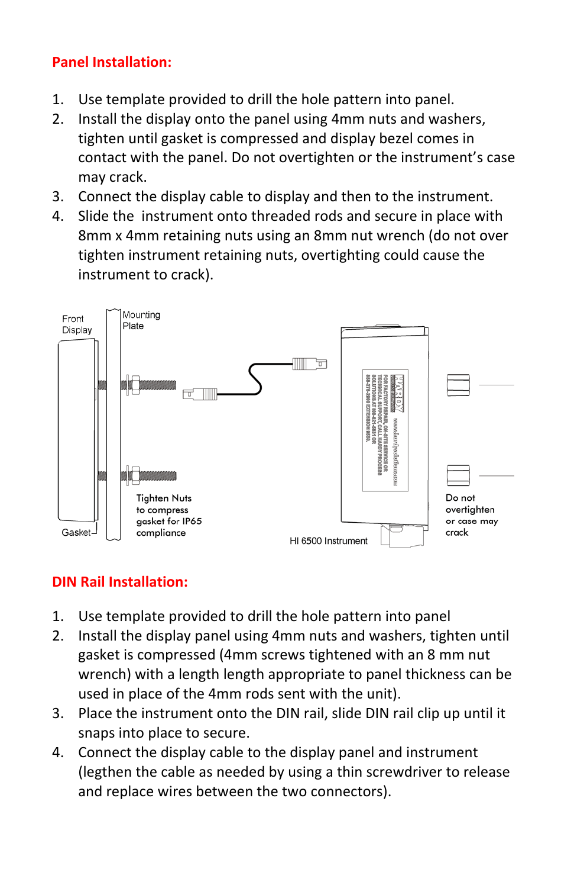## Panel Installation:

1. Use template provided to drill the hole pattern into panel.
2. Install the display onto the panel using 4mm nuts and washers, tighten until gasket is compressed and display bezel comes in contact with the panel. Do not overtighten or the instrument's case may crack.
3. Connect the display cable to display and then to the instrument.
4. Slide the instrument onto threaded rods and secure in place with 8mm x 4mm retaining nuts using an 8mm nut wrench (do not over tighten instrument retaining nuts, overtighting could cause the instrument to crack).

Front Display

Mounting Plate

Tighten Nuts to compress gasket for IP65 compliance

Gasket

HI 6500 Instrument

Do not overtighten or case may crack

## DIN Rail Installation:

1. Use template provided to drill the hole pattern into panel
2. Install the display panel using 4mm nuts and washers, tighten until gasket is compressed (4mm screws tightened with an 8 mm nut wrench) with a length length appropriate to panel thickness can be used in place of the 4mm rods sent with the unit).
3. Place the instrument onto the DIN rail, slide DIN rail clip up until it snaps into place to secure.
4. Connect the display cable to the display panel and instrument (legthen the cable as needed by using a thin screwdriver to release and replace wires between the two connectors).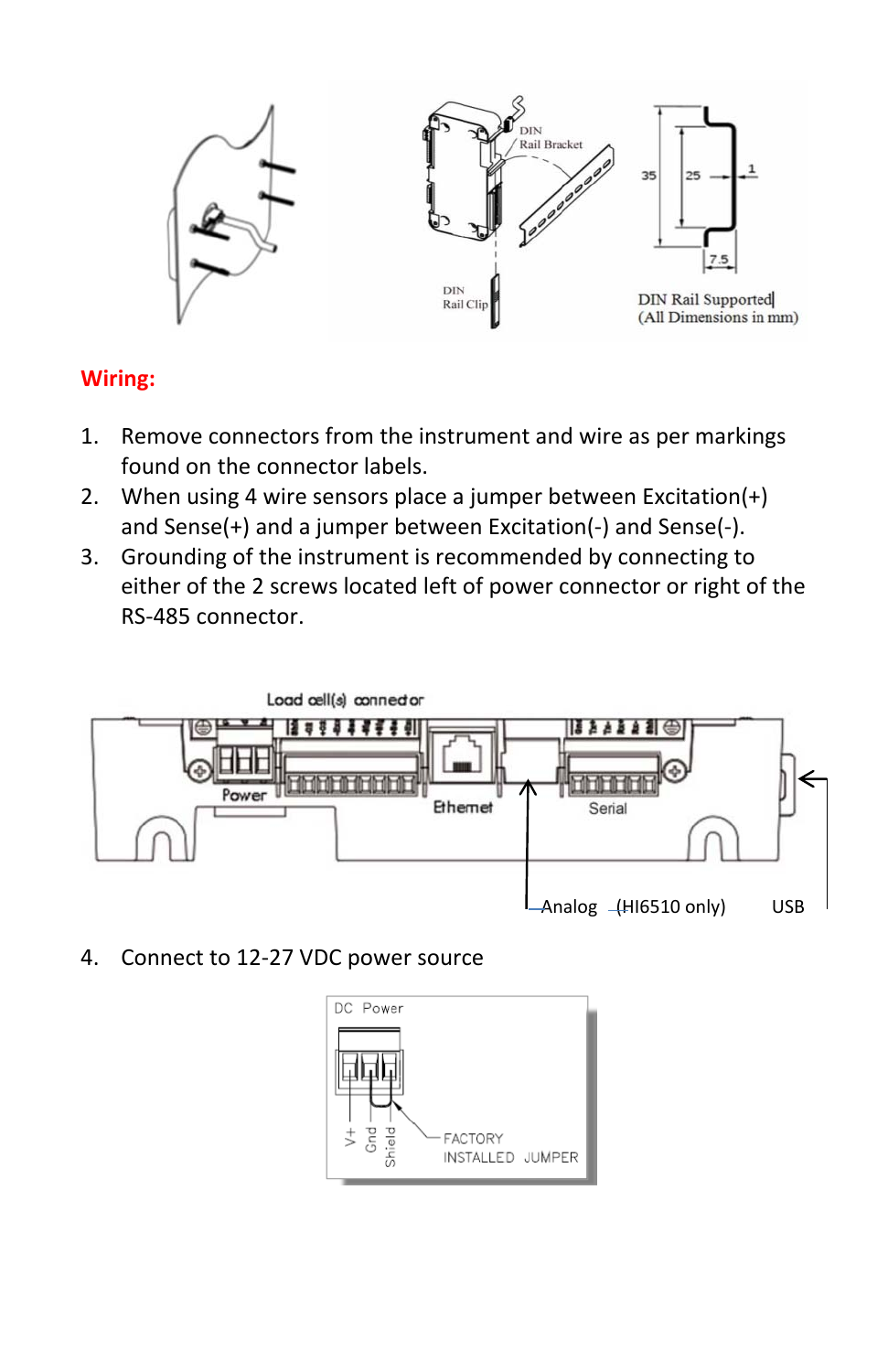**Wiring:**

1. Remove connectors from the instrument and wire as per markings found on the connector labels.
2. When using 4 wire sensors place a jumper between Excitation(+) and Sense(+) and a jumper between Excitation(-) and Sense(-).
3. Grounding of the instrument is recommended by connecting to either of the 2 screws located left of power connector or right of the RS-485 connector.
4. Connect to 12-27 VDC power source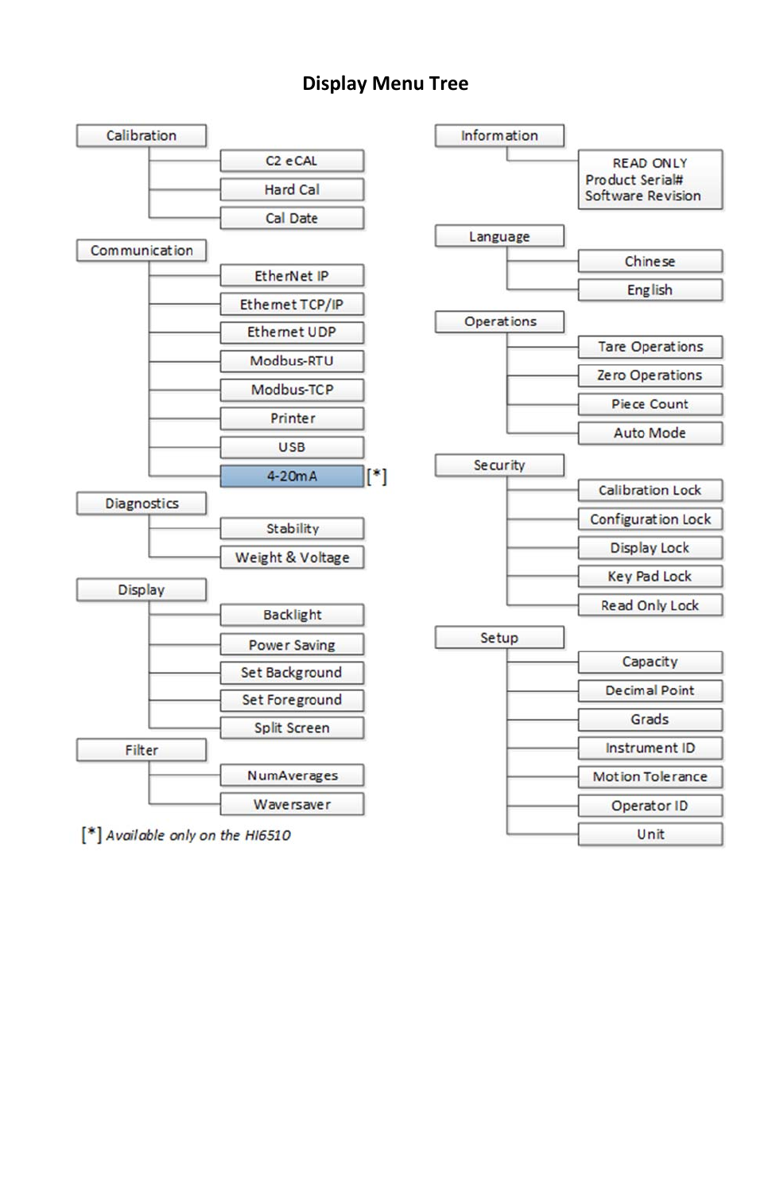# Display Menu Tree

- Calibration
  - C2 eCAL
  - Hard Cal
  - Cal Date
- Communication
  - EtherNet IP
  - Ethernet TCP/IP
  - Ethernet UDP
  - Modbus-RTU
  - Modbus-TCP
  - Printer
  - USB
  - 4-20mA [*]
- Diagnostics
  - Stability
  - Weight & Voltage
- Display
  - Backlight
  - Power Saving
  - Set Background
  - Set Foreground
  - Split Screen
- Filter
  - NumAverages
  - Waversaver

[*] *Available only on the HI6510*

- Information
  - READ ONLY
    Product Serial#
    Software Revision
- Language
  - Chinese
  - English
- Operations
  - Tare Operations
  - Zero Operations
  - Piece Count
  - Auto Mode
- Security
  - Calibration Lock
  - Configuration Lock
  - Display Lock
  - Key Pad Lock
  - Read Only Lock
- Setup
  - Capacity
  - Decimal Point
  - Grads
  - Instrument ID
  - Motion Tolerance
  - Operator ID
  - Unit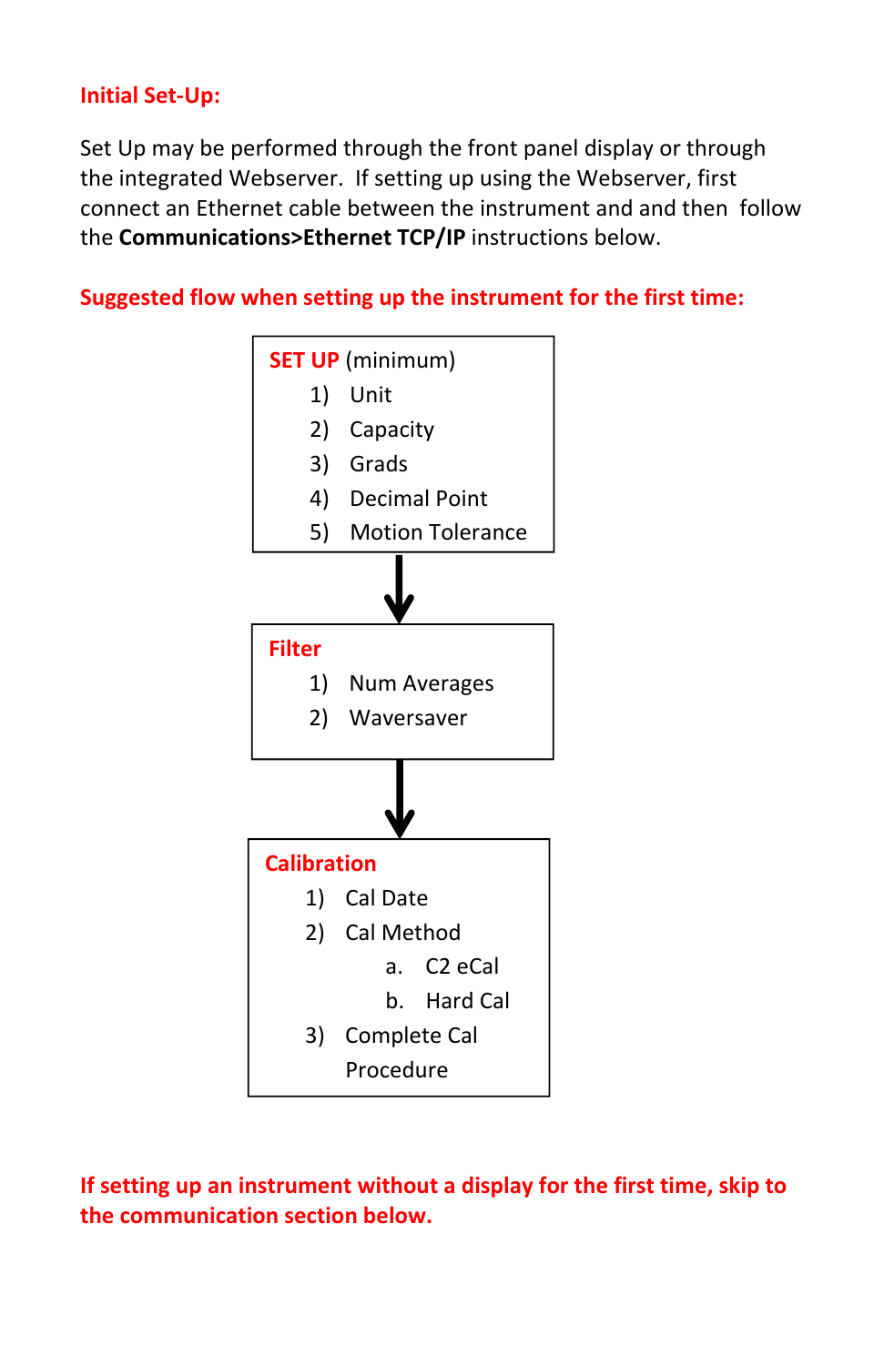## Initial Set-Up:

Set Up may be performed through the front panel display or through the integrated Webserver. If setting up using the Webserver, first connect an Ethernet cable between the instrument and and then follow the **Communications>Ethernet TCP/IP** instructions below.

### Suggested flow when setting up the instrument for the first time:

**SET UP** (minimum)

1) Unit
2) Capacity
3) Grads
4) Decimal Point
5) Motion Tolerance

↓

**Filter**

1) Num Averages
2) Waversaver

↓

**Calibration**

1) Cal Date
2) Cal Method
   a. C2 eCal
   b. Hard Cal
3) Complete Cal Procedure

**If setting up an instrument without a display for the first time, skip to the communication section below.**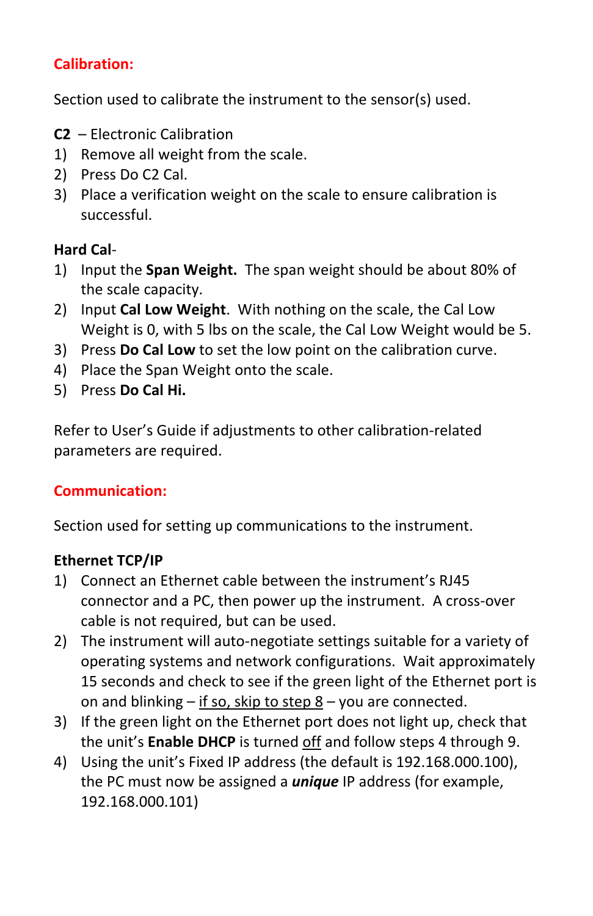## Calibration:

Section used to calibrate the instrument to the sensor(s) used.

**C2** – Electronic Calibration

1) Remove all weight from the scale.
2) Press Do C2 Cal.
3) Place a verification weight on the scale to ensure calibration is successful.

**Hard Cal**-

1) Input the **Span Weight.** The span weight should be about 80% of the scale capacity.
2) Input **Cal Low Weight**. With nothing on the scale, the Cal Low Weight is 0, with 5 lbs on the scale, the Cal Low Weight would be 5.
3) Press **Do Cal Low** to set the low point on the calibration curve.
4) Place the Span Weight onto the scale.
5) Press **Do Cal Hi.**

Refer to User's Guide if adjustments to other calibration-related parameters are required.

## Communication:

Section used for setting up communications to the instrument.

**Ethernet TCP/IP**

1) Connect an Ethernet cable between the instrument's RJ45 connector and a PC, then power up the instrument. A cross-over cable is not required, but can be used.
2) The instrument will auto-negotiate settings suitable for a variety of operating systems and network configurations. Wait approximately 15 seconds and check to see if the green light of the Ethernet port is on and blinking – <u>if so, skip to step 8</u> – you are connected.
3) If the green light on the Ethernet port does not light up, check that the unit's **Enable DHCP** is turned <u>off</u> and follow steps 4 through 9.
4) Using the unit's Fixed IP address (the default is 192.168.000.100), the PC must now be assigned a ***unique*** IP address (for example, 192.168.000.101)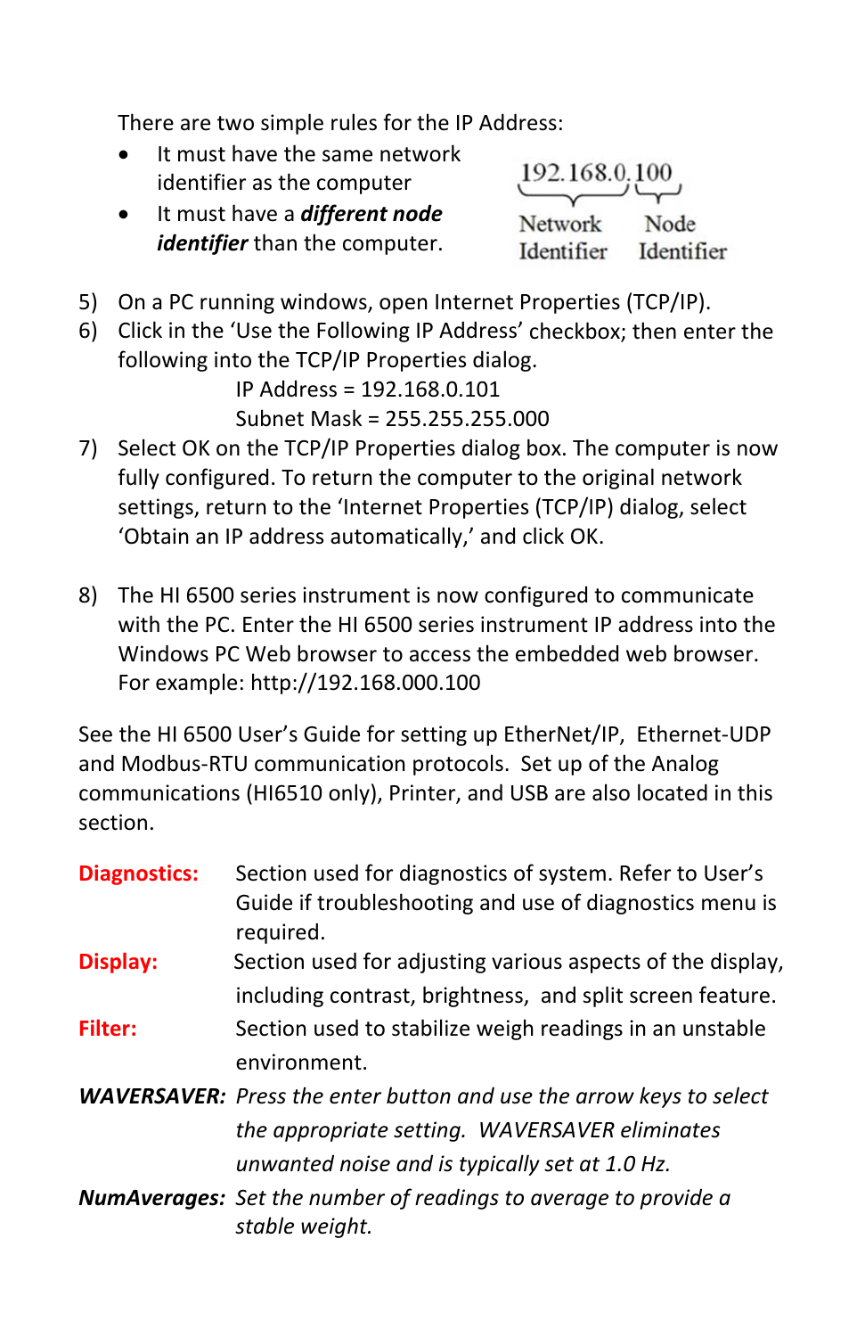There are two simple rules for the IP Address:

- It must have the same network identifier as the computer
- It must have a ***different node identifier*** than the computer.

192.168.0.100 — Network Identifier: 192.168.0 — Node Identifier: 100

5) On a PC running windows, open Internet Properties (TCP/IP).
6) Click in the 'Use the Following IP Address' checkbox; then enter the following into the TCP/IP Properties dialog.

   IP Address = 192.168.0.101
   Subnet Mask = 255.255.255.000

7) Select OK on the TCP/IP Properties dialog box. The computer is now fully configured. To return the computer to the original network settings, return to the 'Internet Properties (TCP/IP) dialog, select 'Obtain an IP address automatically,' and click OK.

8) The HI 6500 series instrument is now configured to communicate with the PC. Enter the HI 6500 series instrument IP address into the Windows PC Web browser to access the embedded web browser. For example: http://192.168.000.100

See the HI 6500 User's Guide for setting up EtherNet/IP, Ethernet-UDP and Modbus-RTU communication protocols. Set up of the Analog communications (HI6510 only), Printer, and USB are also located in this section.

**Diagnostics:** Section used for diagnostics of system. Refer to User's Guide if troubleshooting and use of diagnostics menu is required.

**Display:** Section used for adjusting various aspects of the display, including contrast, brightness, and split screen feature.

**Filter:** Section used to stabilize weigh readings in an unstable environment.

***WAVERSAVER:*** *Press the enter button and use the arrow keys to select the appropriate setting. WAVERSAVER eliminates unwanted noise and is typically set at 1.0 Hz.*

***NumAverages:*** *Set the number of readings to average to provide a stable weight.*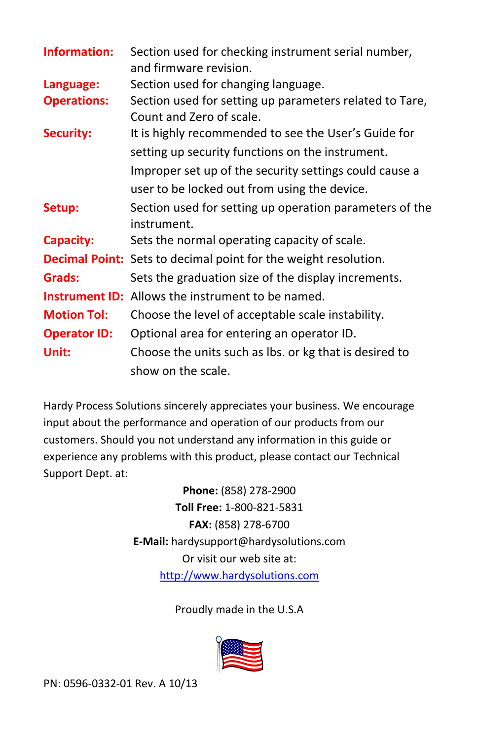**Information:** Section used for checking instrument serial number, and firmware revision.

**Language:** Section used for changing language.

**Operations:** Section used for setting up parameters related to Tare, Count and Zero of scale.

**Security:** It is highly recommended to see the User's Guide for setting up security functions on the instrument. Improper set up of the security settings could cause a user to be locked out from using the device.

**Setup:** Section used for setting up operation parameters of the instrument.

**Capacity:** Sets the normal operating capacity of scale.

**Decimal Point:** Sets to decimal point for the weight resolution.

**Grads:** Sets the graduation size of the display increments.

**Instrument ID:** Allows the instrument to be named.

**Motion Tol:** Choose the level of acceptable scale instability.

**Operator ID:** Optional area for entering an operator ID.

**Unit:** Choose the units such as lbs. or kg that is desired to show on the scale.

Hardy Process Solutions sincerely appreciates your business. We encourage input about the performance and operation of our products from our customers. Should you not understand any information in this guide or experience any problems with this product, please contact our Technical Support Dept. at:

**Phone:** (858) 278-2900

**Toll Free:** 1-800-821-5831

**FAX:** (858) 278-6700

**E-Mail:** hardysupport@hardysolutions.com

Or visit our web site at:

http://www.hardysolutions.com

Proudly made in the U.S.A

PN: 0596-0332-01 Rev. A 10/13